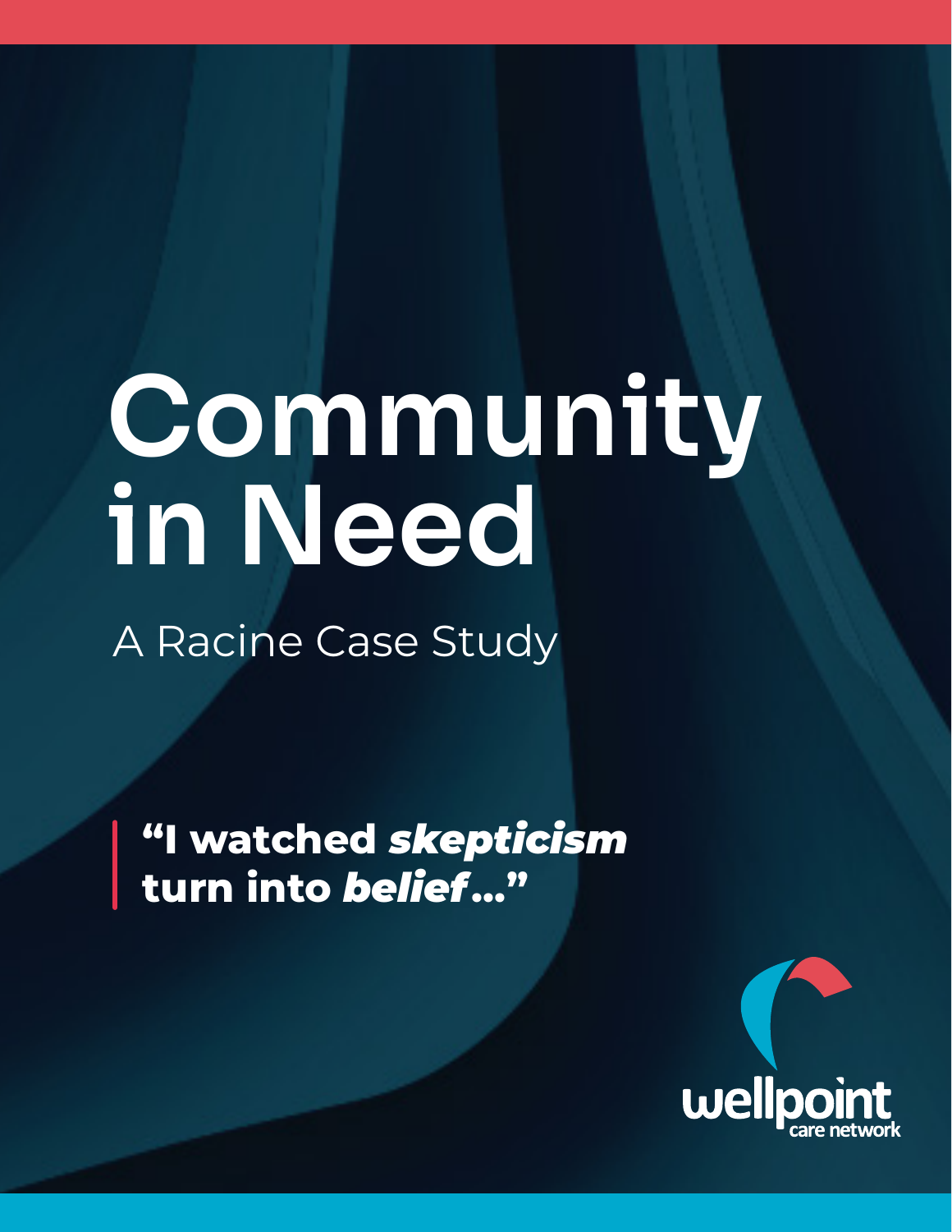# Community in Need

A Racine Case Study

> **"I watched *skepticism* turn into *belief*..."**

wellpoint care network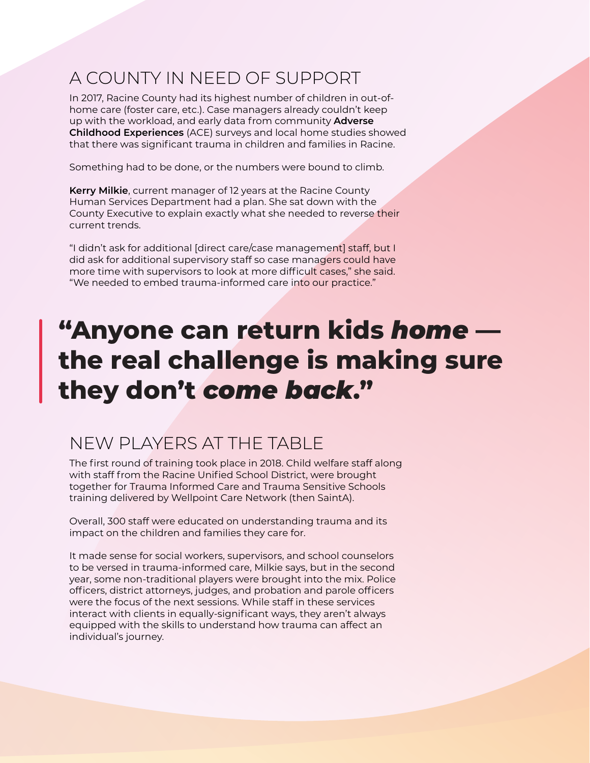## A COUNTY IN NEED OF SUPPORT

In 2017, Racine County had its highest number of children in out-of-home care (foster care, etc.). Case managers already couldn't keep up with the workload, and early data from community **Adverse Childhood Experiences** (ACE) surveys and local home studies showed that there was significant trauma in children and families in Racine.

Something had to be done, or the numbers were bound to climb.

**Kerry Milkie**, current manager of 12 years at the Racine County Human Services Department had a plan. She sat down with the County Executive to explain exactly what she needed to reverse their current trends.

"I didn't ask for additional [direct care/case management] staff, but I did ask for additional supervisory staff so case managers could have more time with supervisors to look at more difficult cases," she said. "We needed to embed trauma-informed care into our practice."

> **"Anyone can return kids *home* — the real challenge is making sure they don't *come back*."**

## NEW PLAYERS AT THE TABLE

The first round of training took place in 2018. Child welfare staff along with staff from the Racine Unified School District, were brought together for Trauma Informed Care and Trauma Sensitive Schools training delivered by Wellpoint Care Network (then SaintA).

Overall, 300 staff were educated on understanding trauma and its impact on the children and families they care for.

It made sense for social workers, supervisors, and school counselors to be versed in trauma-informed care, Milkie says, but in the second year, some non-traditional players were brought into the mix. Police officers, district attorneys, judges, and probation and parole officers were the focus of the next sessions. While staff in these services interact with clients in equally-significant ways, they aren't always equipped with the skills to understand how trauma can affect an individual's journey.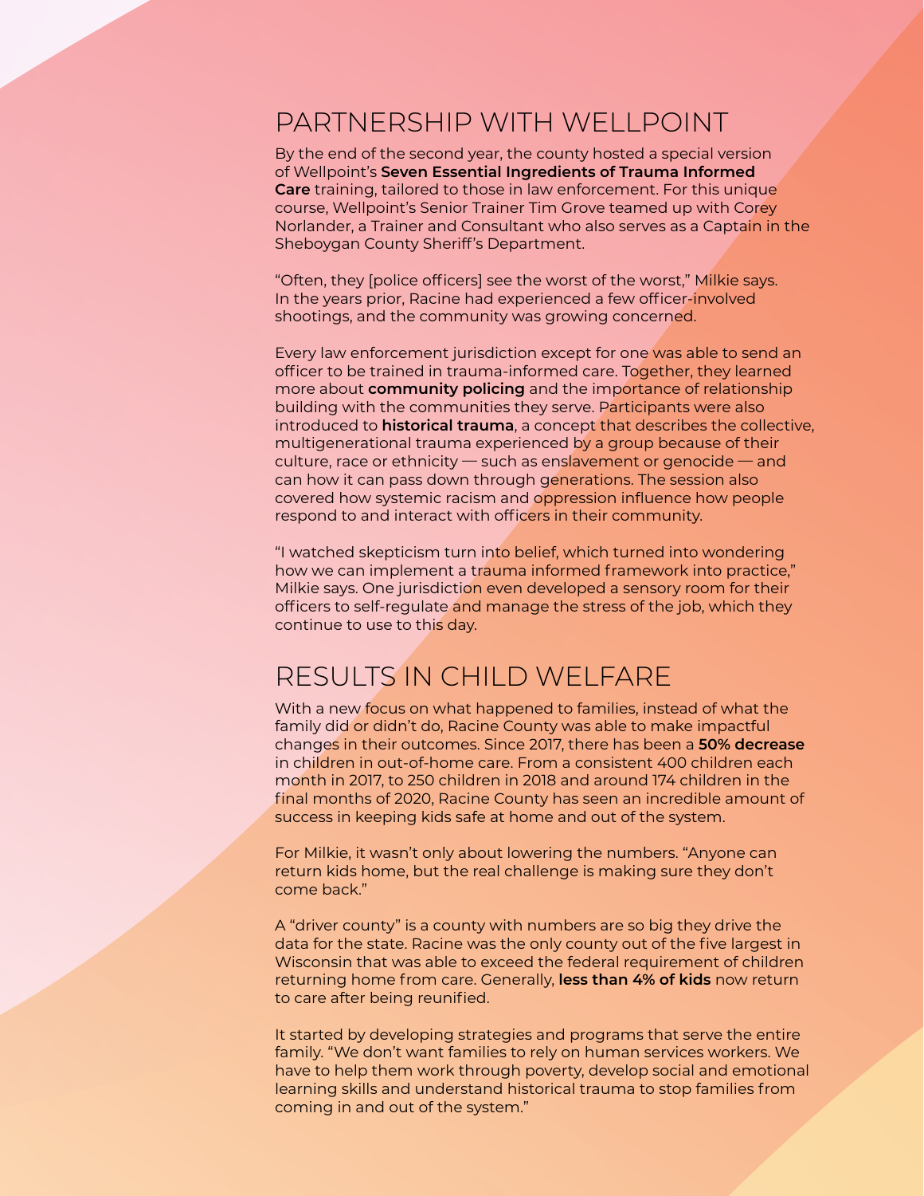## PARTNERSHIP WITH WELLPOINT

By the end of the second year, the county hosted a special version of Wellpoint's **Seven Essential Ingredients of Trauma Informed Care** training, tailored to those in law enforcement. For this unique course, Wellpoint's Senior Trainer Tim Grove teamed up with Corey Norlander, a Trainer and Consultant who also serves as a Captain in the Sheboygan County Sheriff's Department.

"Often, they [police officers] see the worst of the worst," Milkie says. In the years prior, Racine had experienced a few officer-involved shootings, and the community was growing concerned.

Every law enforcement jurisdiction except for one was able to send an officer to be trained in trauma-informed care. Together, they learned more about **community policing** and the importance of relationship building with the communities they serve. Participants were also introduced to **historical trauma**, a concept that describes the collective, multigenerational trauma experienced by a group because of their culture, race or ethnicity — such as enslavement or genocide — and can how it can pass down through generations. The session also covered how systemic racism and oppression influence how people respond to and interact with officers in their community.

"I watched skepticism turn into belief, which turned into wondering how we can implement a trauma informed framework into practice," Milkie says. One jurisdiction even developed a sensory room for their officers to self-regulate and manage the stress of the job, which they continue to use to this day.

## RESULTS IN CHILD WELFARE

With a new focus on what happened to families, instead of what the family did or didn't do, Racine County was able to make impactful changes in their outcomes. Since 2017, there has been a **50% decrease** in children in out-of-home care. From a consistent 400 children each month in 2017, to 250 children in 2018 and around 174 children in the final months of 2020, Racine County has seen an incredible amount of success in keeping kids safe at home and out of the system.

For Milkie, it wasn't only about lowering the numbers. "Anyone can return kids home, but the real challenge is making sure they don't come back."

A "driver county" is a county with numbers are so big they drive the data for the state. Racine was the only county out of the five largest in Wisconsin that was able to exceed the federal requirement of children returning home from care. Generally, **less than 4% of kids** now return to care after being reunified.

It started by developing strategies and programs that serve the entire family. "We don't want families to rely on human services workers. We have to help them work through poverty, develop social and emotional learning skills and understand historical trauma to stop families from coming in and out of the system."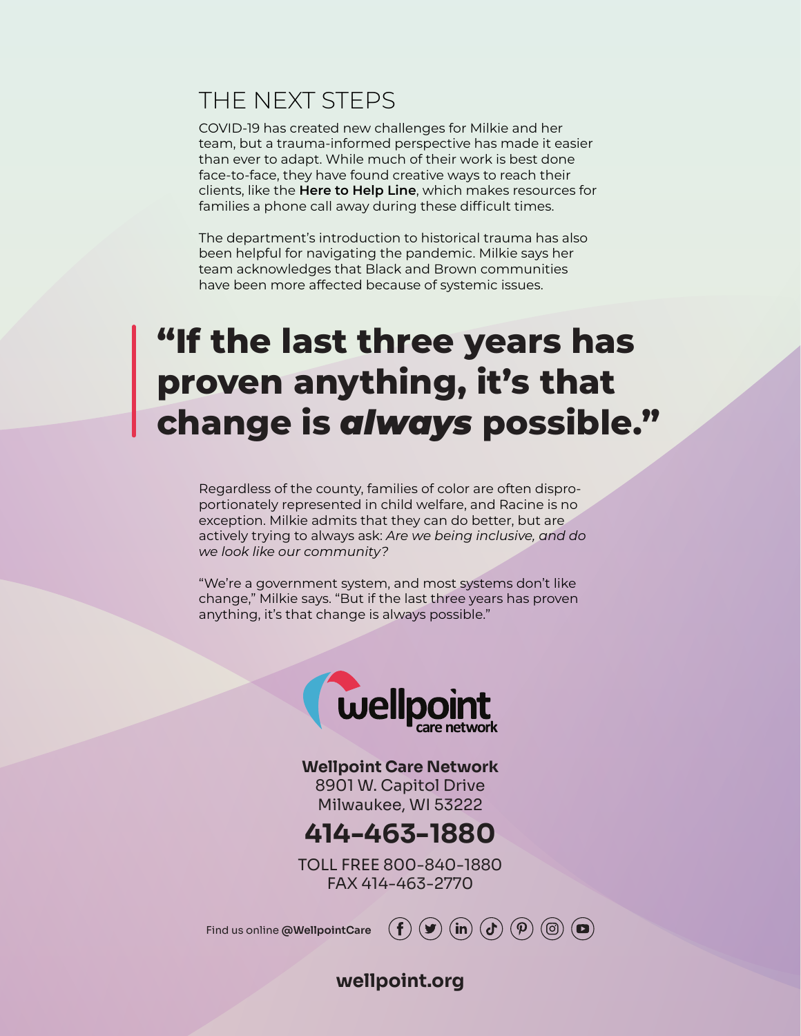## THE NEXT STEPS

COVID-19 has created new challenges for Milkie and her team, but a trauma-informed perspective has made it easier than ever to adapt. While much of their work is best done face-to-face, they have found creative ways to reach their clients, like the **Here to Help Line**, which makes resources for families a phone call away during these difficult times.

The department's introduction to historical trauma has also been helpful for navigating the pandemic. Milkie says her team acknowledges that Black and Brown communities have been more affected because of systemic issues.

> **"If the last three years has proven anything, it's that change is *always* possible."**

Regardless of the county, families of color are often disproportionately represented in child welfare, and Racine is no exception. Milkie admits that they can do better, but are actively trying to always ask: *Are we being inclusive, and do we look like our community?*

"We're a government system, and most systems don't like change," Milkie says. "But if the last three years has proven anything, it's that change is always possible."

wellpoint care network

**Wellpoint Care Network**
8901 W. Capitol Drive
Milwaukee, WI 53222

**414-463-1880**

TOLL FREE 800-840-1880
FAX 414-463-2770

Find us online **@WellpointCare**

**wellpoint.org**